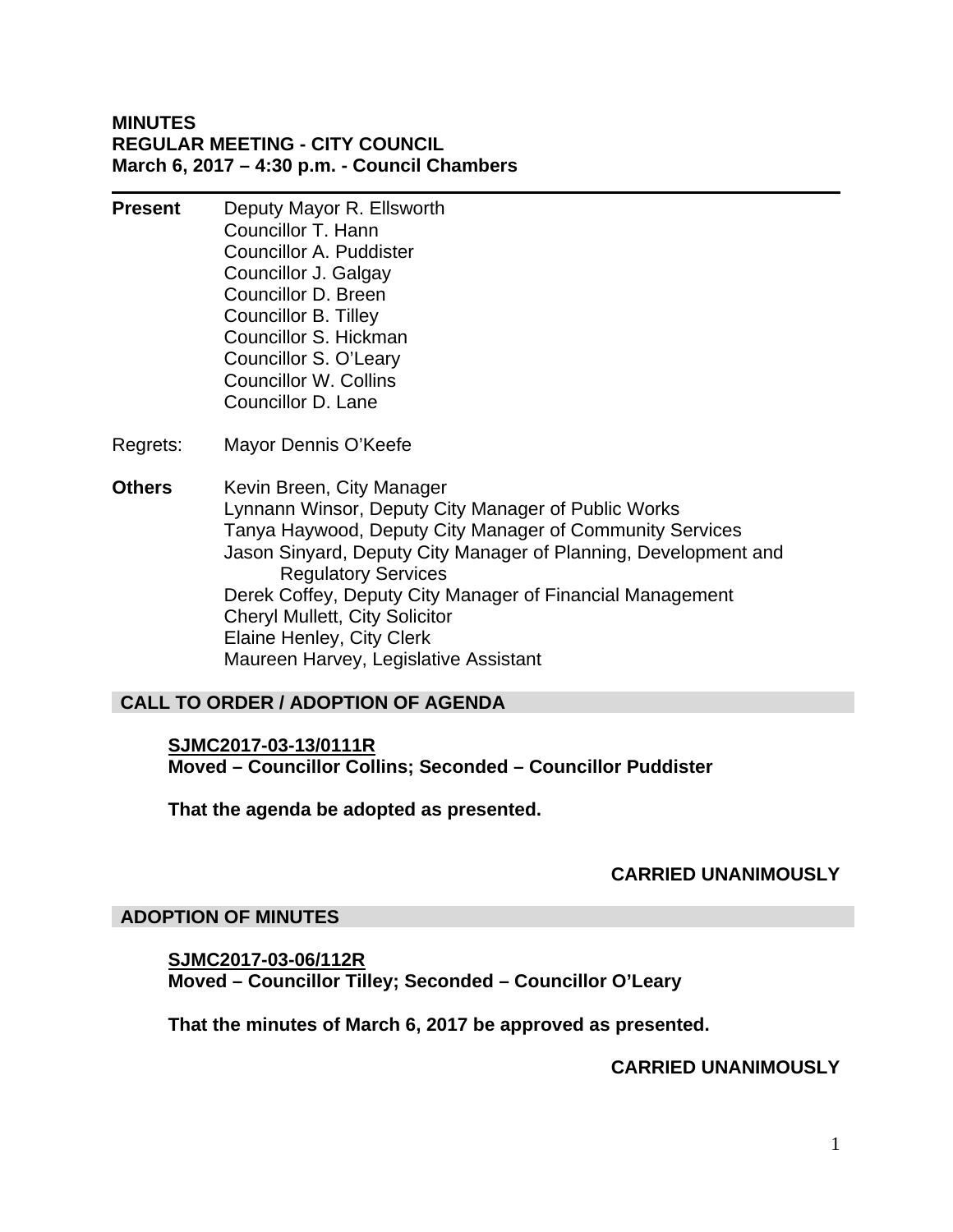**MINUTES**
**REGULAR MEETING - CITY COUNCIL**
**March 6, 2017 – 4:30 p.m. - Council Chambers**

---

**Present** Deputy Mayor R. Ellsworth
Councillor T. Hann
Councillor A. Puddister
Councillor J. Galgay
Councillor D. Breen
Councillor B. Tilley
Councillor S. Hickman
Councillor S. O'Leary
Councillor W. Collins
Councillor D. Lane

Regrets: Mayor Dennis O'Keefe

**Others** Kevin Breen, City Manager
Lynnann Winsor, Deputy City Manager of Public Works
Tanya Haywood, Deputy City Manager of Community Services
Jason Sinyard, Deputy City Manager of Planning, Development and Regulatory Services
Derek Coffey, Deputy City Manager of Financial Management
Cheryl Mullett, City Solicitor
Elaine Henley, City Clerk
Maureen Harvey, Legislative Assistant

## CALL TO ORDER / ADOPTION OF AGENDA

**SJMC2017-03-13/0111R**
**Moved – Councillor Collins; Seconded – Councillor Puddister**

**That the agenda be adopted as presented.**

**CARRIED UNANIMOUSLY**

## ADOPTION OF MINUTES

**SJMC2017-03-06/112R**
**Moved – Councillor Tilley; Seconded – Councillor O'Leary**

**That the minutes of March 6, 2017 be approved as presented.**

**CARRIED UNANIMOUSLY**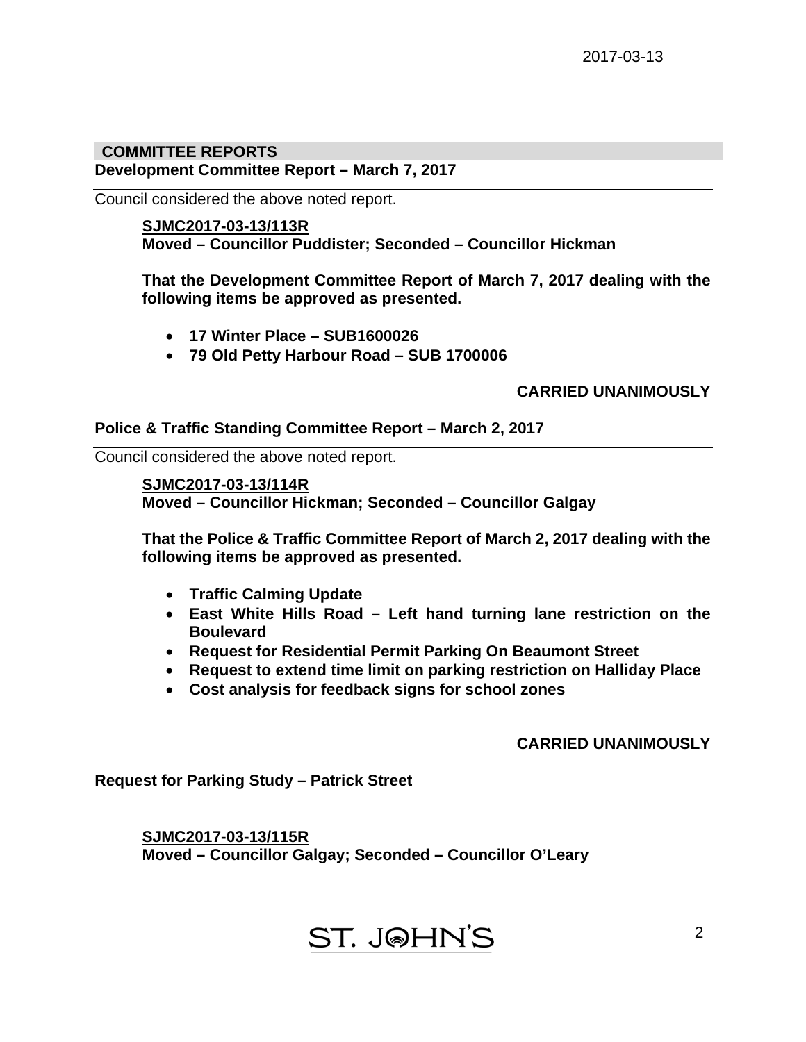## COMMITTEE REPORTS

### Development Committee Report – March 7, 2017

Council considered the above noted report.

**SJMC2017-03-13/113R**
**Moved – Councillor Puddister; Seconded – Councillor Hickman**

**That the Development Committee Report of March 7, 2017 dealing with the following items be approved as presented.**

- **17 Winter Place – SUB1600026**
- **79 Old Petty Harbour Road – SUB 1700006**

**CARRIED UNANIMOUSLY**

### Police & Traffic Standing Committee Report – March 2, 2017

Council considered the above noted report.

**SJMC2017-03-13/114R**
**Moved – Councillor Hickman; Seconded – Councillor Galgay**

**That the Police & Traffic Committee Report of March 2, 2017 dealing with the following items be approved as presented.**

- **Traffic Calming Update**
- **East White Hills Road – Left hand turning lane restriction on the Boulevard**
- **Request for Residential Permit Parking On Beaumont Street**
- **Request to extend time limit on parking restriction on Halliday Place**
- **Cost analysis for feedback signs for school zones**

**CARRIED UNANIMOUSLY**

### Request for Parking Study – Patrick Street

**SJMC2017-03-13/115R**
**Moved – Councillor Galgay; Seconded – Councillor O'Leary**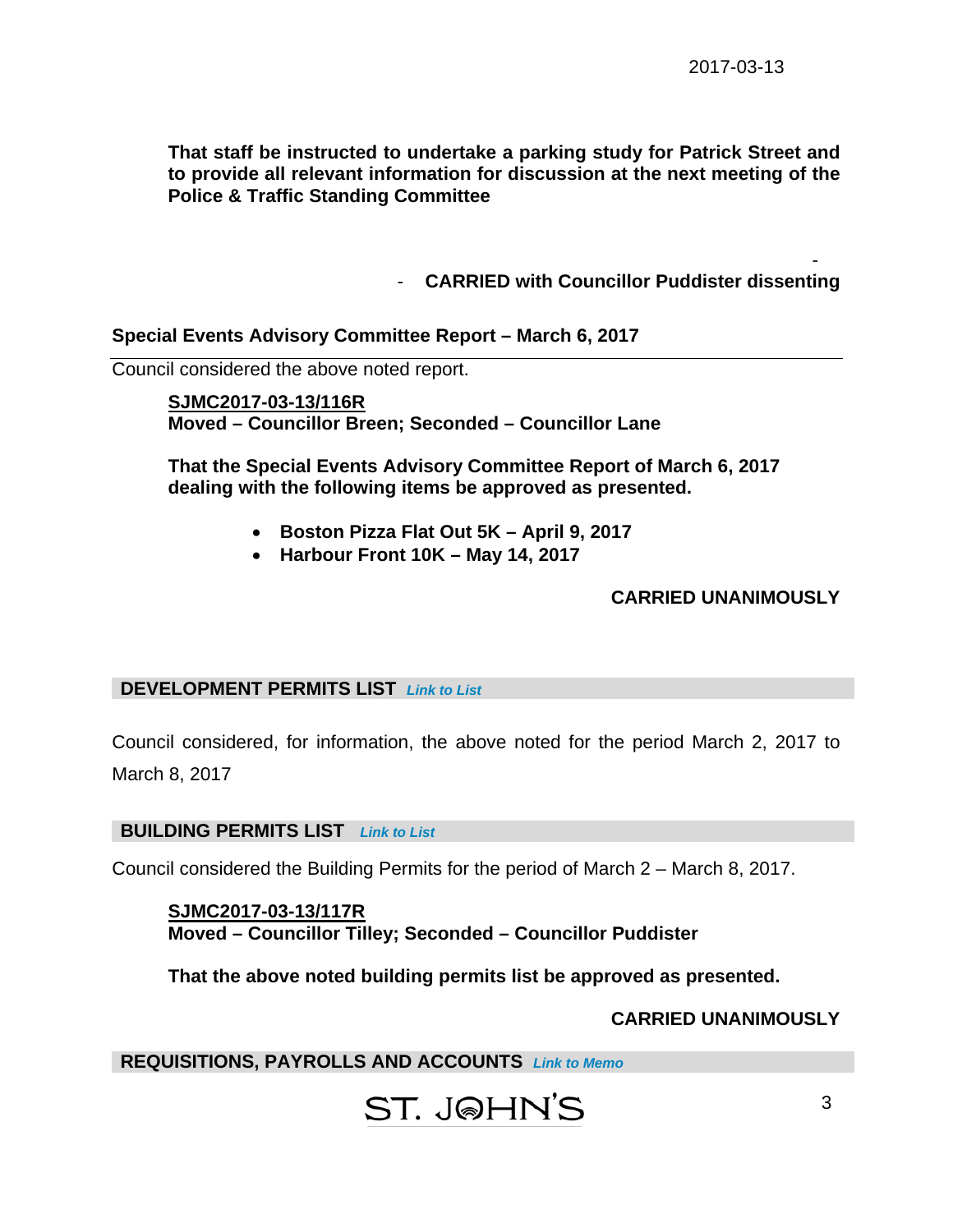**That staff be instructed to undertake a parking study for Patrick Street and to provide all relevant information for discussion at the next meeting of the Police & Traffic Standing Committee**

- **CARRIED with Councillor Puddister dissenting**

**Special Events Advisory Committee Report – March 6, 2017**

Council considered the above noted report.

**SJMC2017-03-13/116R**
**Moved – Councillor Breen; Seconded – Councillor Lane**

**That the Special Events Advisory Committee Report of March 6, 2017 dealing with the following items be approved as presented.**

- **Boston Pizza Flat Out 5K – April 9, 2017**
- **Harbour Front 10K – May 14, 2017**

**CARRIED UNANIMOUSLY**

## DEVELOPMENT PERMITS LIST *Link to List*

Council considered, for information, the above noted for the period March 2, 2017 to March 8, 2017

## BUILDING PERMITS LIST *Link to List*

Council considered the Building Permits for the period of March 2 – March 8, 2017.

**SJMC2017-03-13/117R**
**Moved – Councillor Tilley; Seconded – Councillor Puddister**

**That the above noted building permits list be approved as presented.**

**CARRIED UNANIMOUSLY**

## REQUISITIONS, PAYROLLS AND ACCOUNTS *Link to Memo*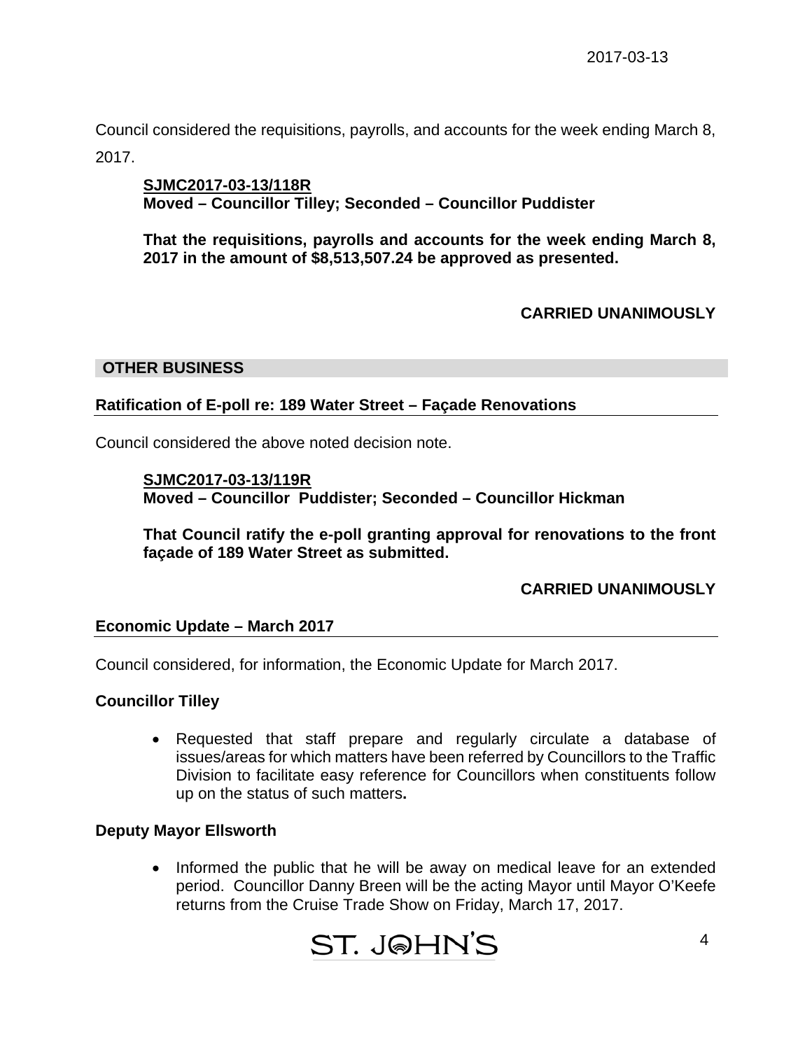Council considered the requisitions, payrolls, and accounts for the week ending March 8, 2017.

> **SJMC2017-03-13/118R**
> **Moved – Councillor Tilley; Seconded – Councillor Puddister**
>
> **That the requisitions, payrolls and accounts for the week ending March 8, 2017 in the amount of $8,513,507.24 be approved as presented.**
>
> **CARRIED UNANIMOUSLY**

## OTHER BUSINESS

### Ratification of E-poll re: 189 Water Street – Façade Renovations

Council considered the above noted decision note.

> **SJMC2017-03-13/119R**
> **Moved – Councillor Puddister; Seconded – Councillor Hickman**
>
> **That Council ratify the e-poll granting approval for renovations to the front façade of 189 Water Street as submitted.**
>
> **CARRIED UNANIMOUSLY**

### Economic Update – March 2017

Council considered, for information, the Economic Update for March 2017.

**Councillor Tilley**

- Requested that staff prepare and regularly circulate a database of issues/areas for which matters have been referred by Councillors to the Traffic Division to facilitate easy reference for Councillors when constituents follow up on the status of such matters**.**

**Deputy Mayor Ellsworth**

- Informed the public that he will be away on medical leave for an extended period. Councillor Danny Breen will be the acting Mayor until Mayor O'Keefe returns from the Cruise Trade Show on Friday, March 17, 2017.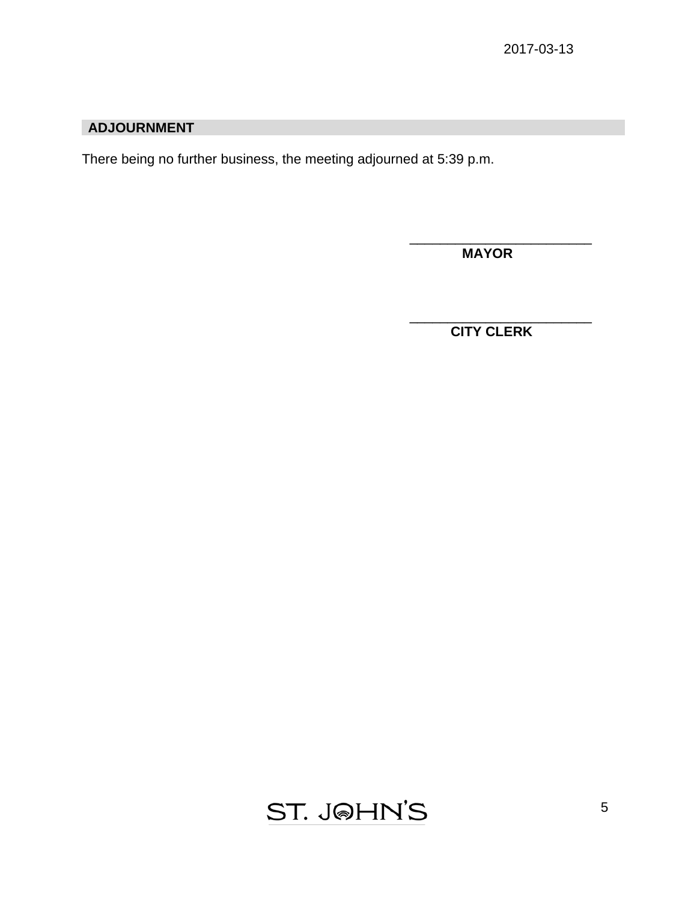## ADJOURNMENT

There being no further business, the meeting adjourned at 5:39 p.m.

\_\_\_\_\_\_\_\_\_\_\_\_\_\_\_\_\_\_\_\_\_\_\_\_\_\_
**MAYOR**

\_\_\_\_\_\_\_\_\_\_\_\_\_\_\_\_\_\_\_\_\_\_\_\_\_\_
**CITY CLERK**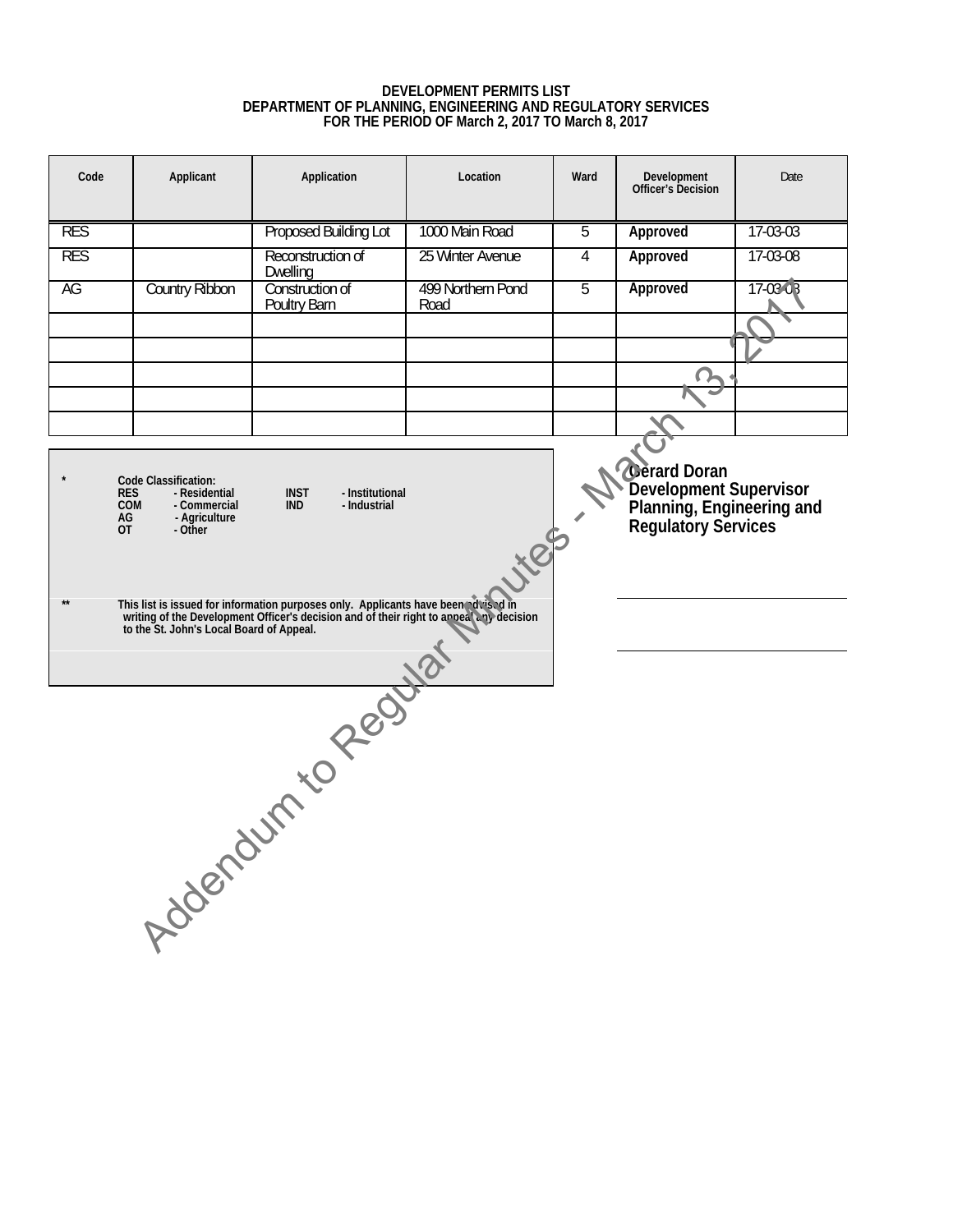# DEVELOPMENT PERMITS LIST
## DEPARTMENT OF PLANNING, ENGINEERING AND REGULATORY SERVICES
## FOR THE PERIOD OF March 2, 2017 TO March 8, 2017

| Code | Applicant | Application | Location | Ward | Development Officer's Decision | Date |
|---|---|---|---|---|---|---|
| RES | | Proposed Building Lot | 1000 Main Road | 5 | **Approved** | 17-03-03 |
| RES | | Reconstruction of Dwelling | 25 Winter Avenue | 4 | **Approved** | 17-03-08 |
| AG | Country Ribbon | Construction of Poultry Barn | 499 Northern Pond Road | 5 | **Approved** | 17-03-08 |
| | | | | | | |
| | | | | | | |
| | | | | | | |
| | | | | | | |
| | | | | | | |

\* Code Classification:
- RES - Residential
- COM - Commercial
- AG - Agriculture
- OT - Other
- INST - Institutional
- IND - Industrial

\*\* This list is issued for information purposes only. Applicants have been advised in writing of the Development Officer's decision and of their right to appeal any decision to the St. John's Local Board of Appeal.

**Gerard Doran**
**Development Supervisor**
**Planning, Engineering and Regulatory Services**

Addendum to Regular Minutes - March 13, 2017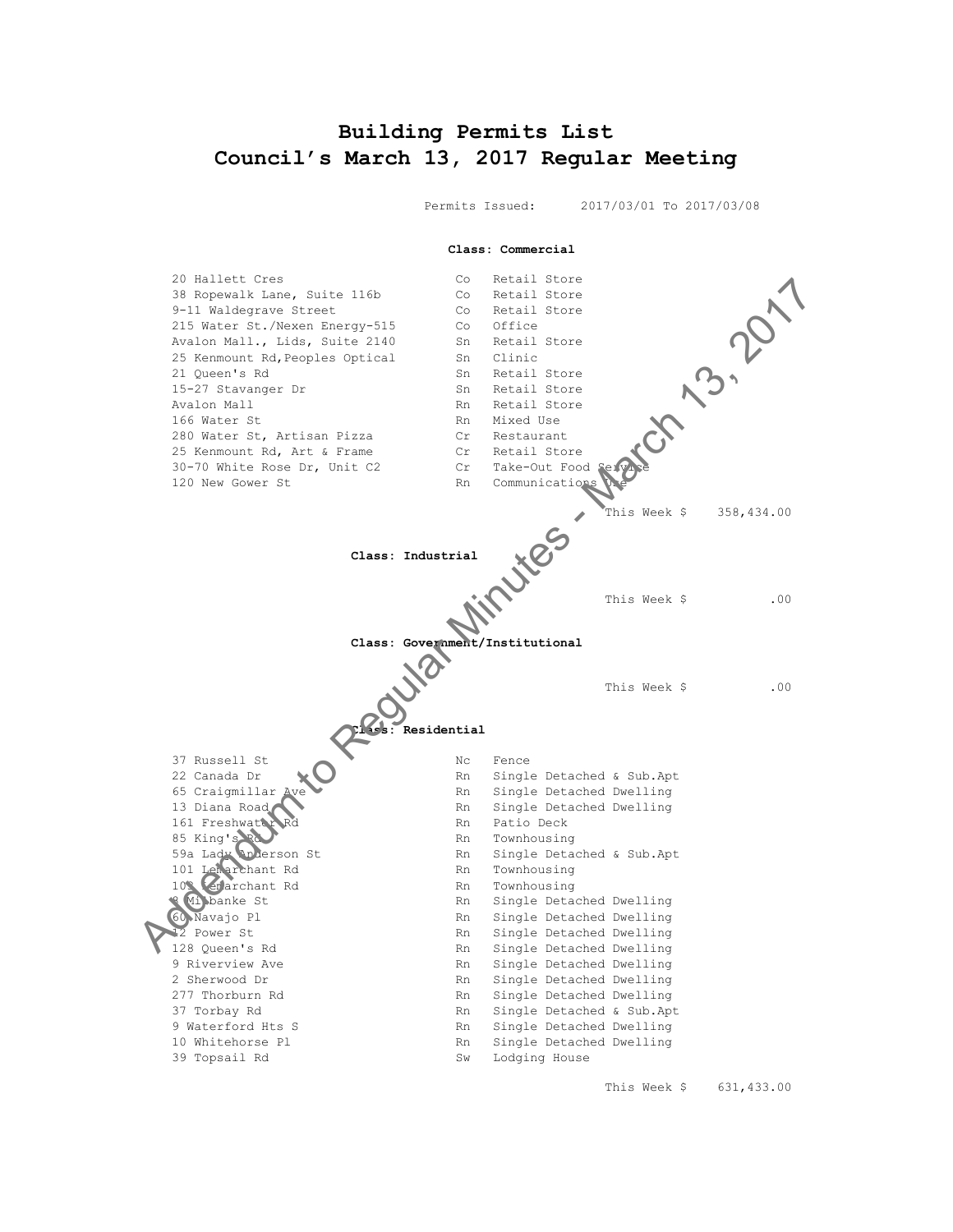# Building Permits List
# Council's March 13, 2017 Regular Meeting

Permits Issued: 2017/03/01 To 2017/03/08

**Class: Commercial**

| | | |
|---|---|---|
| 20 Hallett Cres | Co | Retail Store |
| 38 Ropewalk Lane, Suite 116b | Co | Retail Store |
| 9-11 Waldegrave Street | Co | Retail Store |
| 215 Water St./Nexen Energy-515 | Co | Office |
| Avalon Mall., Lids, Suite 2140 | Sn | Retail Store |
| 25 Kenmount Rd, Peoples Optical | Sn | Clinic |
| 21 Queen's Rd | Sn | Retail Store |
| 15-27 Stavanger Dr | Sn | Retail Store |
| Avalon Mall | Rn | Retail Store |
| 166 Water St | Rn | Mixed Use |
| 280 Water St, Artisan Pizza | Cr | Restaurant |
| 25 Kenmount Rd, Art & Frame | Cr | Retail Store |
| 30-70 White Rose Dr, Unit C2 | Cr | Take-Out Food Service |
| 120 New Gower St | Rn | Communications Use |

This Week $ 358,434.00

**Class: Industrial**

This Week $ .00

**Class: Government/Institutional**

This Week $ .00

**Class: Residential**

| | | |
|---|---|---|
| 37 Russell St | Nc | Fence |
| 22 Canada Dr | Rn | Single Detached & Sub.Apt |
| 65 Craigmillar Ave | Rn | Single Detached Dwelling |
| 13 Diana Road | Rn | Single Detached Dwelling |
| 161 Freshwater Rd | Rn | Patio Deck |
| 85 King's Rd | Rn | Townhousing |
| 59a Lady Anderson St | Rn | Single Detached & Sub.Apt |
| 101 LeMarchant Rd | Rn | Townhousing |
| 103 LeMarchant Rd | Rn | Townhousing |
| 8 Milbanke St | Rn | Single Detached Dwelling |
| 60 Navajo Pl | Rn | Single Detached Dwelling |
| 12 Power St | Rn | Single Detached Dwelling |
| 128 Queen's Rd | Rn | Single Detached Dwelling |
| 9 Riverview Ave | Rn | Single Detached Dwelling |
| 2 Sherwood Dr | Rn | Single Detached Dwelling |
| 277 Thorburn Rd | Rn | Single Detached Dwelling |
| 37 Torbay Rd | Rn | Single Detached & Sub.Apt |
| 9 Waterford Hts S | Rn | Single Detached Dwelling |
| 10 Whitehorse Pl | Rn | Single Detached Dwelling |
| 39 Topsail Rd | Sw | Lodging House |

This Week $ 631,433.00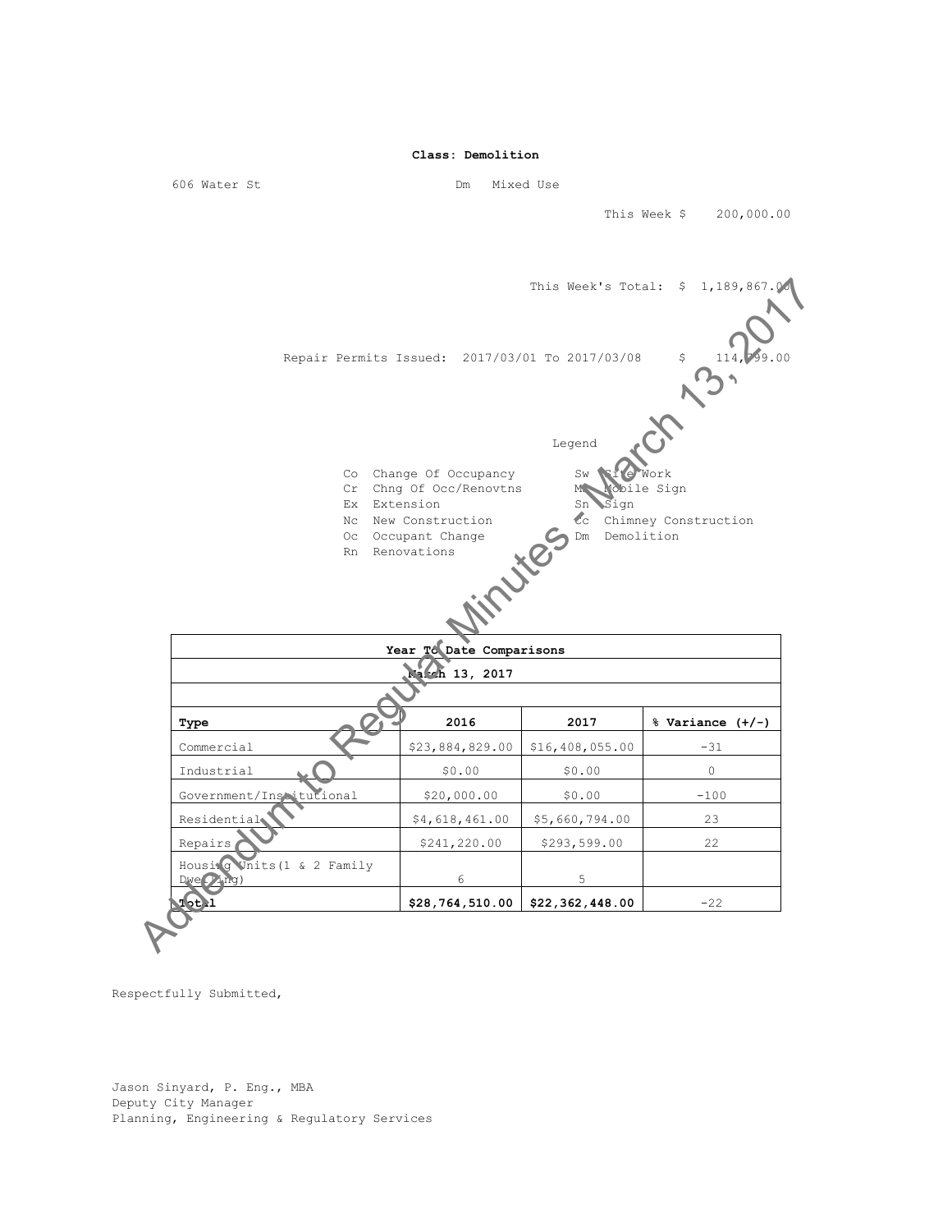**Class: Demolition**

606 Water St Dm Mixed Use

This Week $ 200,000.00

This Week's Total: $ 1,189,867.00

Repair Permits Issued: 2017/03/01 To 2017/03/08 $ 114,799.00

Legend

| | | | |
|---|---|---|---|
| Co | Change Of Occupancy | Sw | Site Work |
| Cr | Chng Of Occ/Renovtns | Ms | Mobile Sign |
| Ex | Extension | Sn | Sign |
| Nc | New Construction | Cc | Chimney Construction |
| Oc | Occupant Change | Dm | Demolition |
| Rn | Renovations | | |

**Year To Date Comparisons**

March 13, 2017

| Type | 2016 | 2017 | % Variance (+/-) |
|---|---|---|---|
| Commercial | $23,884,829.00 | $16,408,055.00 | -31 |
| Industrial | $0.00 | $0.00 | 0 |
| Government/Institutional | $20,000.00 | $0.00 | -100 |
| Residential | $4,618,461.00 | $5,660,794.00 | 23 |
| Repairs | $241,220.00 | $293,599.00 | 22 |
| Housing Units(1 & 2 Family Dwelling) | 6 | 5 | |
| **Total** | **$28,764,510.00** | **$22,362,448.00** | -22 |

Respectfully Submitted,

Jason Sinyard, P. Eng., MBA
Deputy City Manager
Planning, Engineering & Regulatory Services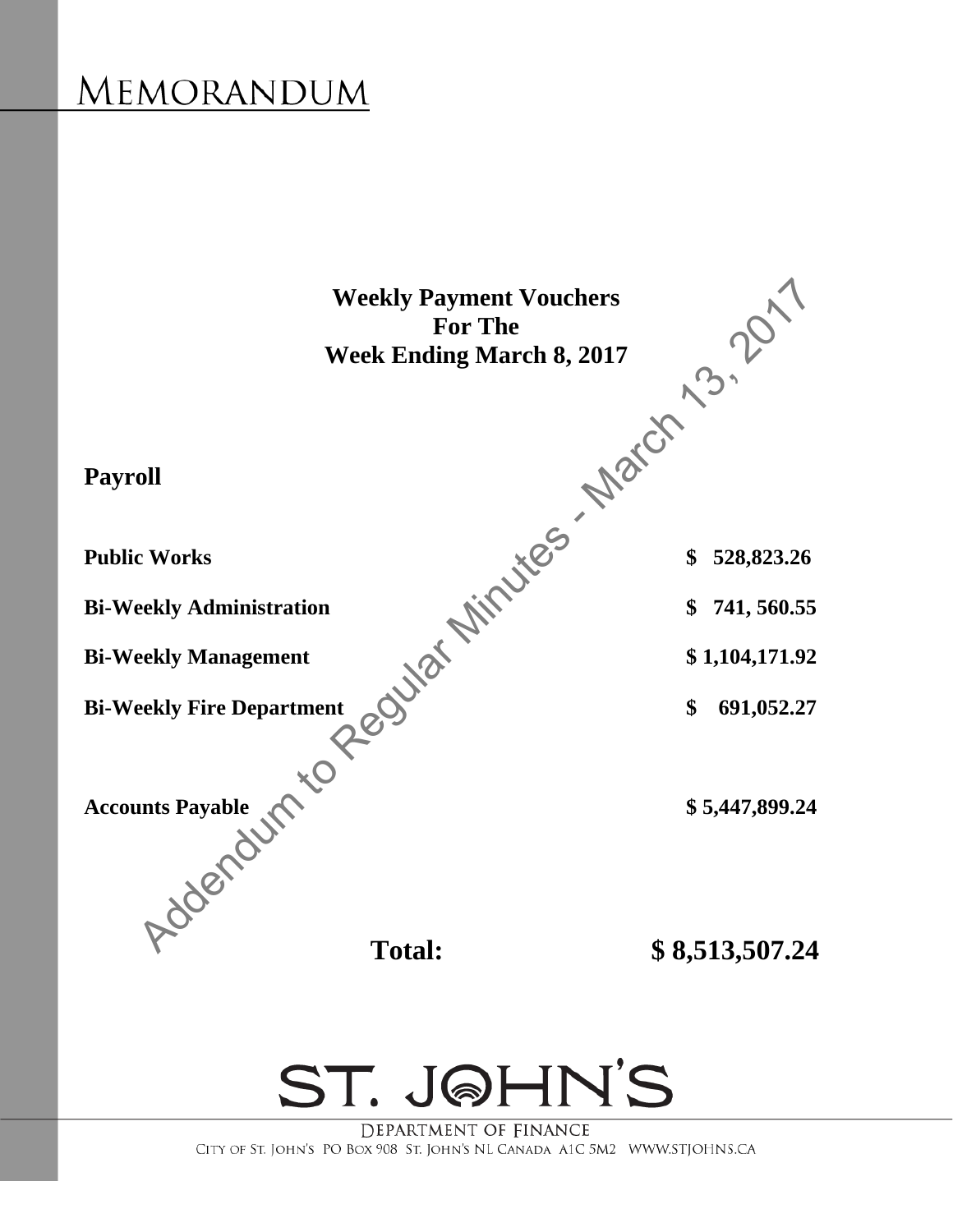# Memorandum

**Weekly Payment Vouchers**
**For The**
**Week Ending March 8, 2017**

Addendum to Regular Minutes - March 13, 2017

## Payroll

| | |
|---|---|
| **Public Works** | **$ 528,823.26** |
| **Bi-Weekly Administration** | **$ 741, 560.55** |
| **Bi-Weekly Management** | **$ 1,104,171.92** |
| **Bi-Weekly Fire Department** | **$ 691,052.27** |
| | |
| **Accounts Payable** | **$ 5,447,899.24** |
| | |
| **Total:** | **$ 8,513,507.24** |

ST. JOHN'S

DEPARTMENT OF FINANCE

CITY OF ST. JOHN'S PO BOX 908 ST. JOHN'S NL CANADA A1C 5M2 WWW.STJOHNS.CA